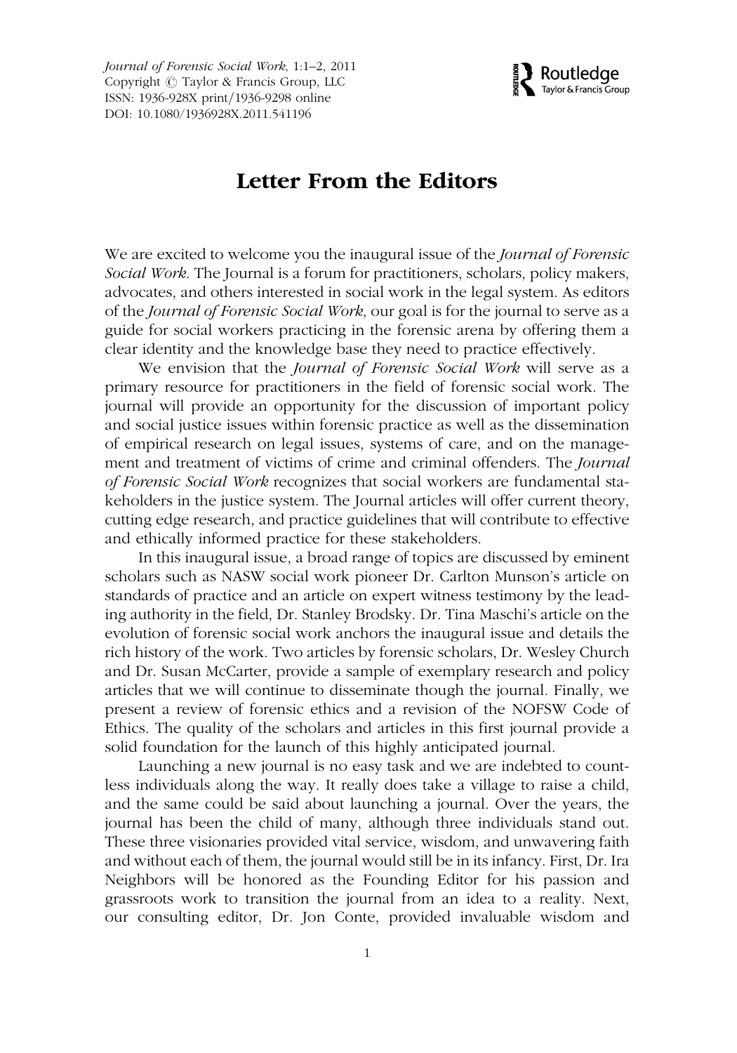# Letter From the Editors

We are excited to welcome you the inaugural issue of the *Journal of Forensic Social Work*. The Journal is a forum for practitioners, scholars, policy makers, advocates, and others interested in social work in the legal system. As editors of the *Journal of Forensic Social Work*, our goal is for the journal to serve as a guide for social workers practicing in the forensic arena by offering them a clear identity and the knowledge base they need to practice effectively.

We envision that the *Journal of Forensic Social Work* will serve as a primary resource for practitioners in the field of forensic social work. The journal will provide an opportunity for the discussion of important policy and social justice issues within forensic practice as well as the dissemination of empirical research on legal issues, systems of care, and on the management and treatment of victims of crime and criminal offenders. The *Journal of Forensic Social Work* recognizes that social workers are fundamental stakeholders in the justice system. The Journal articles will offer current theory, cutting edge research, and practice guidelines that will contribute to effective and ethically informed practice for these stakeholders.

In this inaugural issue, a broad range of topics are discussed by eminent scholars such as NASW social work pioneer Dr. Carlton Munson's article on standards of practice and an article on expert witness testimony by the leading authority in the field, Dr. Stanley Brodsky. Dr. Tina Maschi's article on the evolution of forensic social work anchors the inaugural issue and details the rich history of the work. Two articles by forensic scholars, Dr. Wesley Church and Dr. Susan McCarter, provide a sample of exemplary research and policy articles that we will continue to disseminate though the journal. Finally, we present a review of forensic ethics and a revision of the NOFSW Code of Ethics. The quality of the scholars and articles in this first journal provide a solid foundation for the launch of this highly anticipated journal.

Launching a new journal is no easy task and we are indebted to countless individuals along the way. It really does take a village to raise a child, and the same could be said about launching a journal. Over the years, the journal has been the child of many, although three individuals stand out. These three visionaries provided vital service, wisdom, and unwavering faith and without each of them, the journal would still be in its infancy. First, Dr. Ira Neighbors will be honored as the Founding Editor for his passion and grassroots work to transition the journal from an idea to a reality. Next, our consulting editor, Dr. Jon Conte, provided invaluable wisdom and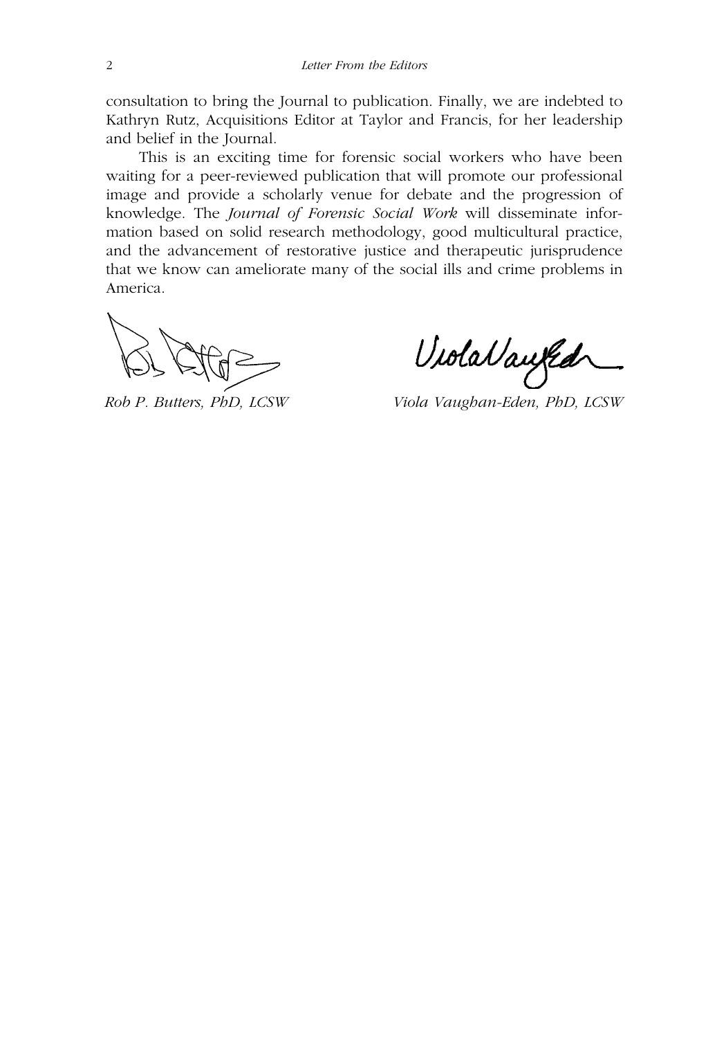consultation to bring the Journal to publication. Finally, we are indebted to Kathryn Rutz, Acquisitions Editor at Taylor and Francis, for her leadership and belief in the Journal.

This is an exciting time for forensic social workers who have been waiting for a peer-reviewed publication that will promote our professional image and provide a scholarly venue for debate and the progression of knowledge. The *Journal of Forensic Social Work* will disseminate information based on solid research methodology, good multicultural practice, and the advancement of restorative justice and therapeutic jurisprudence that we know can ameliorate many of the social ills and crime problems in America.

*Rob P. Butters, PhD, LCSW*

*Viola Vaughan-Eden, PhD, LCSW*